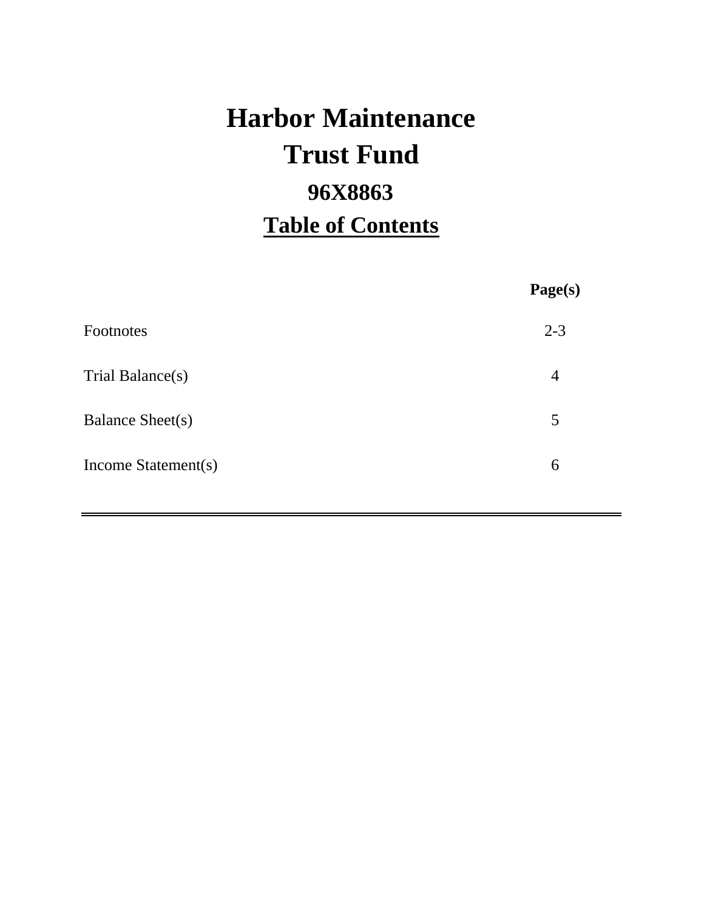# Harbor Maintenance Trust Fund

## 96X8863

## Table of Contents

| | Page(s) |
|---|---|
| Footnotes | 2-3 |
| Trial Balance(s) | 4 |
| Balance Sheet(s) | 5 |
| Income Statement(s) | 6 |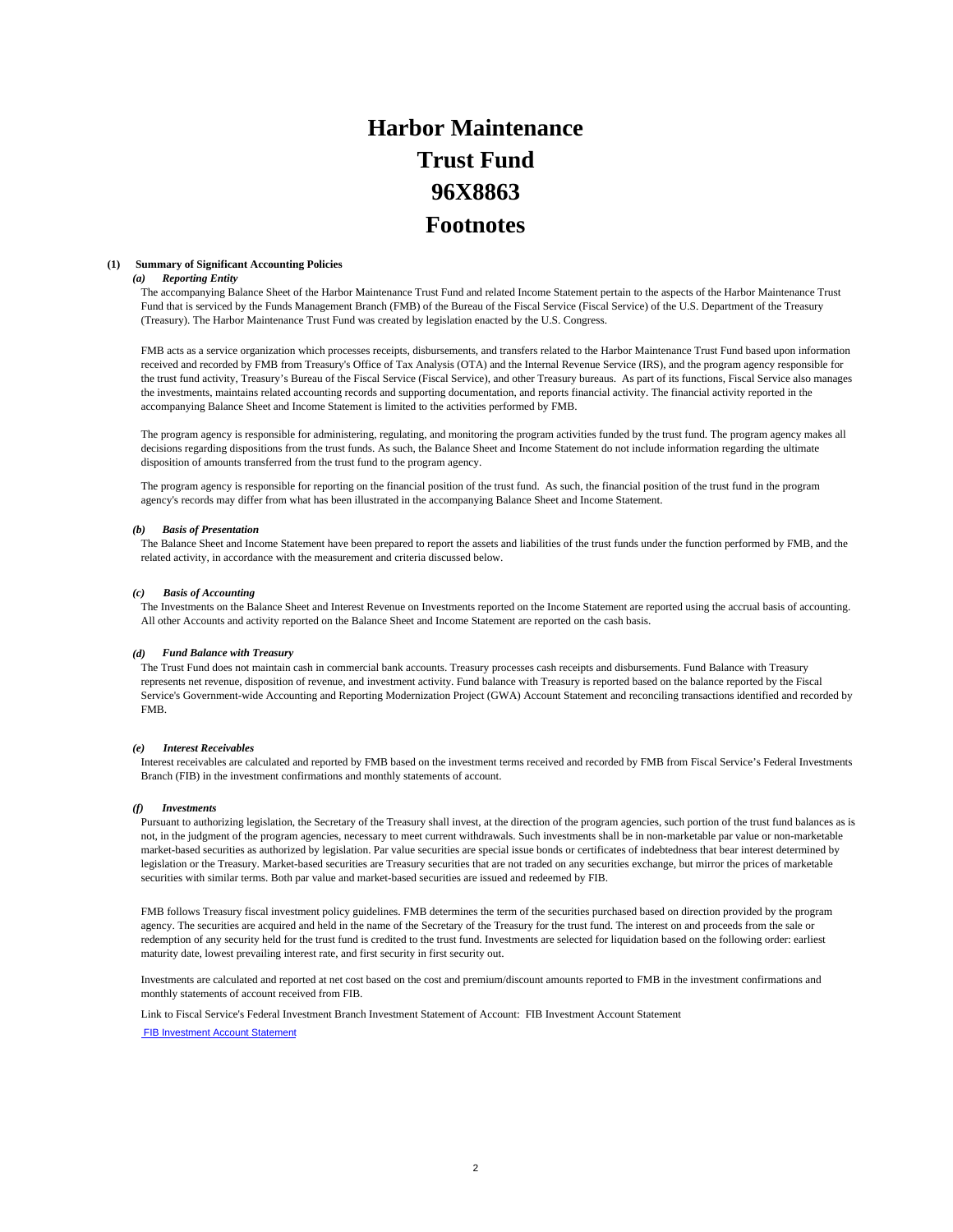# Harbor Maintenance Trust Fund 96X8863 Footnotes

## (1) Summary of Significant Accounting Policies

### *(a) Reporting Entity*

The accompanying Balance Sheet of the Harbor Maintenance Trust Fund and related Income Statement pertain to the aspects of the Harbor Maintenance Trust Fund that is serviced by the Funds Management Branch (FMB) of the Bureau of the Fiscal Service (Fiscal Service) of the U.S. Department of the Treasury (Treasury). The Harbor Maintenance Trust Fund was created by legislation enacted by the U.S. Congress.

FMB acts as a service organization which processes receipts, disbursements, and transfers related to the Harbor Maintenance Trust Fund based upon information received and recorded by FMB from Treasury's Office of Tax Analysis (OTA) and the Internal Revenue Service (IRS), and the program agency responsible for the trust fund activity, Treasury's Bureau of the Fiscal Service (Fiscal Service), and other Treasury bureaus. As part of its functions, Fiscal Service also manages the investments, maintains related accounting records and supporting documentation, and reports financial activity. The financial activity reported in the accompanying Balance Sheet and Income Statement is limited to the activities performed by FMB.

The program agency is responsible for administering, regulating, and monitoring the program activities funded by the trust fund. The program agency makes all decisions regarding dispositions from the trust funds. As such, the Balance Sheet and Income Statement do not include information regarding the ultimate disposition of amounts transferred from the trust fund to the program agency.

The program agency is responsible for reporting on the financial position of the trust fund. As such, the financial position of the trust fund in the program agency's records may differ from what has been illustrated in the accompanying Balance Sheet and Income Statement.

### *(b) Basis of Presentation*

The Balance Sheet and Income Statement have been prepared to report the assets and liabilities of the trust funds under the function performed by FMB, and the related activity, in accordance with the measurement and criteria discussed below.

### *(c) Basis of Accounting*

The Investments on the Balance Sheet and Interest Revenue on Investments reported on the Income Statement are reported using the accrual basis of accounting. All other Accounts and activity reported on the Balance Sheet and Income Statement are reported on the cash basis.

### *(d) Fund Balance with Treasury*

The Trust Fund does not maintain cash in commercial bank accounts. Treasury processes cash receipts and disbursements. Fund Balance with Treasury represents net revenue, disposition of revenue, and investment activity. Fund balance with Treasury is reported based on the balance reported by the Fiscal Service's Government-wide Accounting and Reporting Modernization Project (GWA) Account Statement and reconciling transactions identified and recorded by FMB.

### *(e) Interest Receivables*

Interest receivables are calculated and reported by FMB based on the investment terms received and recorded by FMB from Fiscal Service's Federal Investments Branch (FIB) in the investment confirmations and monthly statements of account.

### *(f) Investments*

Pursuant to authorizing legislation, the Secretary of the Treasury shall invest, at the direction of the program agencies, such portion of the trust fund balances as is not, in the judgment of the program agencies, necessary to meet current withdrawals. Such investments shall be in non-marketable par value or non-marketable market-based securities as authorized by legislation. Par value securities are special issue bonds or certificates of indebtedness that bear interest determined by legislation or the Treasury. Market-based securities are Treasury securities that are not traded on any securities exchange, but mirror the prices of marketable securities with similar terms. Both par value and market-based securities are issued and redeemed by FIB.

FMB follows Treasury fiscal investment policy guidelines. FMB determines the term of the securities purchased based on direction provided by the program agency. The securities are acquired and held in the name of the Secretary of the Treasury for the trust fund. The interest on and proceeds from the sale or redemption of any security held for the trust fund is credited to the trust fund. Investments are selected for liquidation based on the following order: earliest maturity date, lowest prevailing interest rate, and first security in first security out.

Investments are calculated and reported at net cost based on the cost and premium/discount amounts reported to FMB in the investment confirmations and monthly statements of account received from FIB.

Link to Fiscal Service's Federal Investment Branch Investment Statement of Account: FIB Investment Account Statement

FIB Investment Account Statement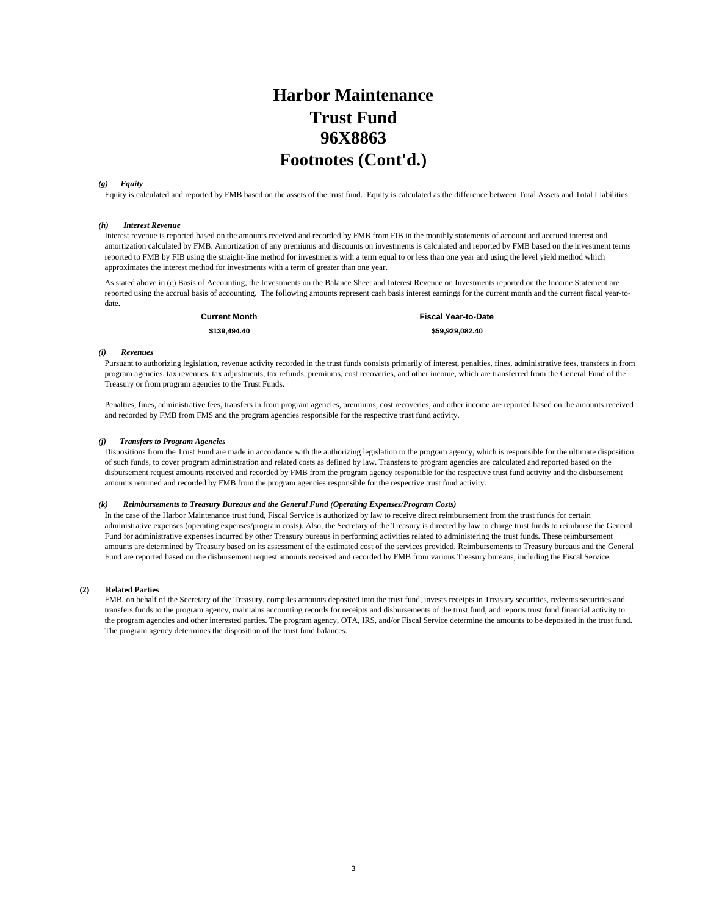# Harbor Maintenance Trust Fund 96X8863 Footnotes (Cont'd.)

***(g) Equity***

Equity is calculated and reported by FMB based on the assets of the trust fund. Equity is calculated as the difference between Total Assets and Total Liabilities.

***(h) Interest Revenue***

Interest revenue is reported based on the amounts received and recorded by FMB from FIB in the monthly statements of account and accrued interest and amortization calculated by FMB. Amortization of any premiums and discounts on investments is calculated and reported by FMB based on the investment terms reported to FMB by FIB using the straight-line method for investments with a term equal to or less than one year and using the level yield method which approximates the interest method for investments with a term of greater than one year.

As stated above in (c) Basis of Accounting, the Investments on the Balance Sheet and Interest Revenue on Investments reported on the Income Statement are reported using the accrual basis of accounting. The following amounts represent cash basis interest earnings for the current month and the current fiscal year-to-date.

| Current Month | Fiscal Year-to-Date |
|---|---|
| $139,494.40 | $59,929,082.40 |

***(i) Revenues***

Pursuant to authorizing legislation, revenue activity recorded in the trust funds consists primarily of interest, penalties, fines, administrative fees, transfers in from program agencies, tax revenues, tax adjustments, tax refunds, premiums, cost recoveries, and other income, which are transferred from the General Fund of the Treasury or from program agencies to the Trust Funds.

Penalties, fines, administrative fees, transfers in from program agencies, premiums, cost recoveries, and other income are reported based on the amounts received and recorded by FMB from FMS and the program agencies responsible for the respective trust fund activity.

***(j) Transfers to Program Agencies***

Dispositions from the Trust Fund are made in accordance with the authorizing legislation to the program agency, which is responsible for the ultimate disposition of such funds, to cover program administration and related costs as defined by law. Transfers to program agencies are calculated and reported based on the disbursement request amounts received and recorded by FMB from the program agency responsible for the respective trust fund activity and the disbursement amounts returned and recorded by FMB from the program agencies responsible for the respective trust fund activity.

***(k) Reimbursements to Treasury Bureaus and the General Fund (Operating Expenses/Program Costs)***

In the case of the Harbor Maintenance trust fund, Fiscal Service is authorized by law to receive direct reimbursement from the trust funds for certain administrative expenses (operating expenses/program costs). Also, the Secretary of the Treasury is directed by law to charge trust funds to reimburse the General Fund for administrative expenses incurred by other Treasury bureaus in performing activities related to administering the trust funds. These reimbursement amounts are determined by Treasury based on its assessment of the estimated cost of the services provided. Reimbursements to Treasury bureaus and the General Fund are reported based on the disbursement request amounts received and recorded by FMB from various Treasury bureaus, including the Fiscal Service.

**(2) Related Parties**

FMB, on behalf of the Secretary of the Treasury, compiles amounts deposited into the trust fund, invests receipts in Treasury securities, redeems securities and transfers funds to the program agency, maintains accounting records for receipts and disbursements of the trust fund, and reports trust fund financial activity to the program agencies and other interested parties. The program agency, OTA, IRS, and/or Fiscal Service determine the amounts to be deposited in the trust fund. The program agency determines the disposition of the trust fund balances.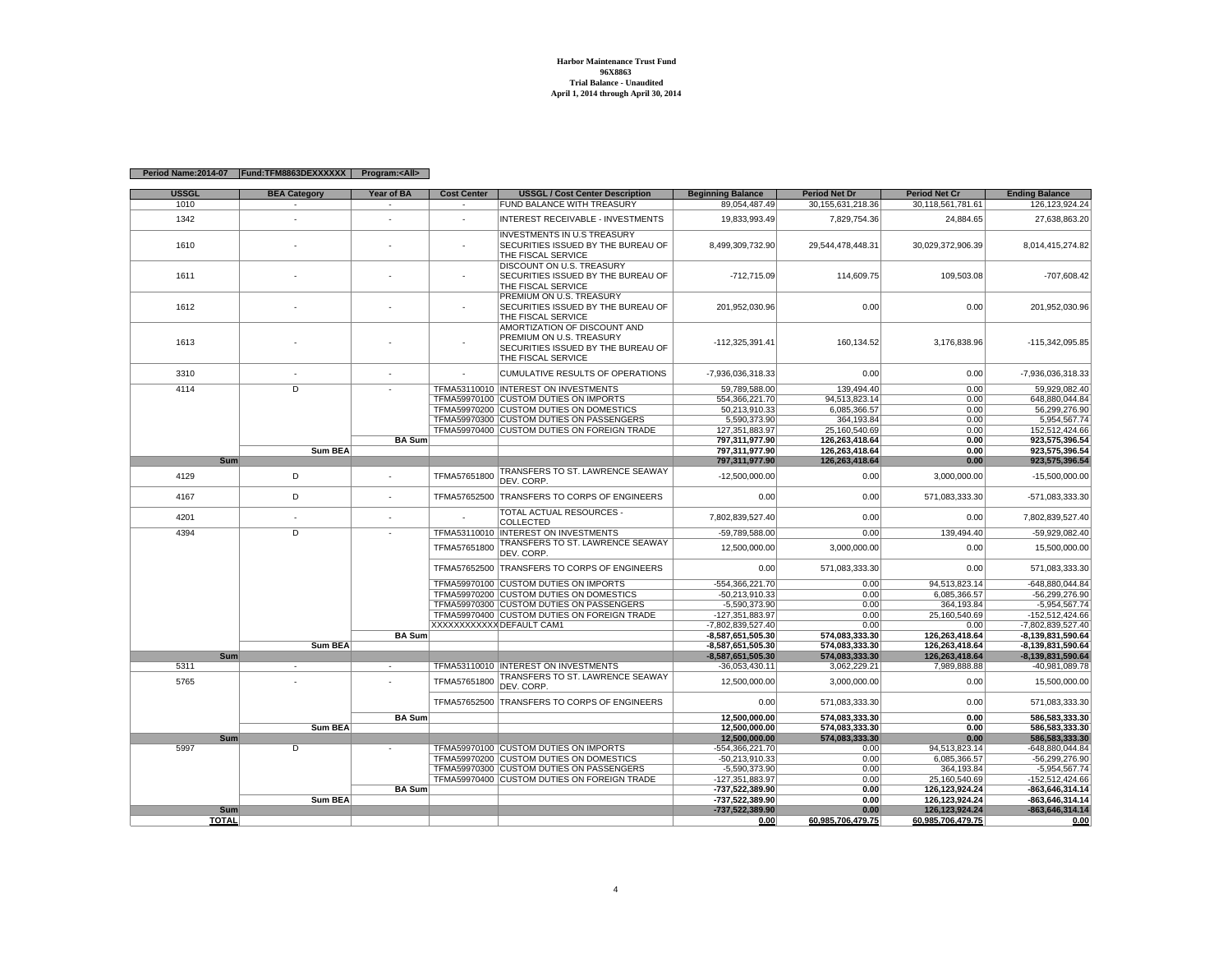**Harbor Maintenance Trust Fund**
**96X8863**
**Trial Balance - Unaudited**
**April 1, 2014 through April 30, 2014**

| Period Name:2014-07 | Fund:TFM8863DEXXXXXX | Program:<All> |
|---|---|---|

| USSGL | BEA Category | Year of BA | Cost Center | USSGL / Cost Center Description | Beginning Balance | Period Net Dr | Period Net Cr | Ending Balance |
|---|---|---|---|---|---|---|---|---|
| 1010 | - | - | - | FUND BALANCE WITH TREASURY | 89,054,487.49 | 30,155,631,218.36 | 30,118,561,781.61 | 126,123,924.24 |
| 1342 | - | - | - | INTEREST RECEIVABLE - INVESTMENTS | 19,833,993.49 | 7,829,754.36 | 24,884.65 | 27,638,863.20 |
| 1610 | - | - | - | INVESTMENTS IN U.S TREASURY SECURITIES ISSUED BY THE BUREAU OF THE FISCAL SERVICE | 8,499,309,732.90 | 29,544,478,448.31 | 30,029,372,906.39 | 8,014,415,274.82 |
| 1611 | - | - | - | DISCOUNT ON U.S. TREASURY SECURITIES ISSUED BY THE BUREAU OF THE FISCAL SERVICE | -712,715.09 | 114,609.75 | 109,503.08 | -707,608.42 |
| 1612 | - | - | - | PREMIUM ON U.S. TREASURY SECURITIES ISSUED BY THE BUREAU OF THE FISCAL SERVICE | 201,952,030.96 | 0.00 | 0.00 | 201,952,030.96 |
| 1613 | - | - | - | AMORTIZATION OF DISCOUNT AND PREMIUM ON U.S. TREASURY SECURITIES ISSUED BY THE BUREAU OF THE FISCAL SERVICE | -112,325,391.41 | 160,134.52 | 3,176,838.96 | -115,342,095.85 |
| 3310 | - | - | - | CUMULATIVE RESULTS OF OPERATIONS | -7,936,036,318.33 | 0.00 | 0.00 | -7,936,036,318.33 |
| 4114 | D | - | TFMA53110010 | INTEREST ON INVESTMENTS | 59,789,588.00 | 139,494.40 | 0.00 | 59,929,082.40 |
| | | | TFMA59970100 | CUSTOM DUTIES ON IMPORTS | 554,366,221.70 | 94,513,823.14 | 0.00 | 648,880,044.84 |
| | | | TFMA59970200 | CUSTOM DUTIES ON DOMESTICS | 50,213,910.33 | 6,085,366.57 | 0.00 | 56,299,276.90 |
| | | | TFMA59970300 | CUSTOM DUTIES ON PASSENGERS | 5,590,373.90 | 364,193.84 | 0.00 | 5,954,567.74 |
| | | | TFMA59970400 | CUSTOM DUTIES ON FOREIGN TRADE | 127,351,883.97 | 25,160,540.69 | 0.00 | 152,512,424.66 |
| | | **BA Sum** | | | **797,311,977.90** | **126,263,418.64** | **0.00** | **923,575,396.54** |
| | **Sum BEA** | | | | **797,311,977.90** | **126,263,418.64** | **0.00** | **923,575,396.54** |
| **Sum** | | | | | **797,311,977.90** | **126,263,418.64** | **0.00** | **923,575,396.54** |
| 4129 | D | - | TFMA57651800 | TRANSFERS TO ST. LAWRENCE SEAWAY DEV. CORP. | -12,500,000.00 | 0.00 | 3,000,000.00 | -15,500,000.00 |
| 4167 | D | - | TFMA57652500 | TRANSFERS TO CORPS OF ENGINEERS | 0.00 | 0.00 | 571,083,333.30 | -571,083,333.30 |
| 4201 | - | - | - | TOTAL ACTUAL RESOURCES - COLLECTED | 7,802,839,527.40 | 0.00 | 0.00 | 7,802,839,527.40 |
| 4394 | D | - | TFMA53110010 | INTEREST ON INVESTMENTS | -59,789,588.00 | 0.00 | 139,494.40 | -59,929,082.40 |
| | | | TFMA57651800 | TRANSFERS TO ST. LAWRENCE SEAWAY DEV. CORP. | 12,500,000.00 | 3,000,000.00 | 0.00 | 15,500,000.00 |
| | | | TFMA57652500 | TRANSFERS TO CORPS OF ENGINEERS | 0.00 | 571,083,333.30 | 0.00 | 571,083,333.30 |
| | | | TFMA59970100 | CUSTOM DUTIES ON IMPORTS | -554,366,221.70 | 0.00 | 94,513,823.14 | -648,880,044.84 |
| | | | TFMA59970200 | CUSTOM DUTIES ON DOMESTICS | -50,213,910.33 | 0.00 | 6,085,366.57 | -56,299,276.90 |
| | | | TFMA59970300 | CUSTOM DUTIES ON PASSENGERS | -5,590,373.90 | 0.00 | 364,193.84 | -5,954,567.74 |
| | | | TFMA59970400 | CUSTOM DUTIES ON FOREIGN TRADE | -127,351,883.97 | 0.00 | 25,160,540.69 | -152,512,424.66 |
| | | | XXXXXXXXXXXX | DEFAULT CAM1 | -7,802,839,527.40 | 0.00 | 0.00 | -7,802,839,527.40 |
| | | **BA Sum** | | | **-8,587,651,505.30** | **574,083,333.30** | **126,263,418.64** | **-8,139,831,590.64** |
| | **Sum BEA** | | | | **-8,587,651,505.30** | **574,083,333.30** | **126,263,418.64** | **-8,139,831,590.64** |
| **Sum** | | | | | **-8,587,651,505.30** | **574,083,333.30** | **126,263,418.64** | **-8,139,831,590.64** |
| 5311 | - | - | TFMA53110010 | INTEREST ON INVESTMENTS | -36,053,430.11 | 3,062,229.21 | 7,989,888.88 | -40,981,089.78 |
| 5765 | - | - | TFMA57651800 | TRANSFERS TO ST. LAWRENCE SEAWAY DEV. CORP. | 12,500,000.00 | 3,000,000.00 | 0.00 | 15,500,000.00 |
| | | | TFMA57652500 | TRANSFERS TO CORPS OF ENGINEERS | 0.00 | 571,083,333.30 | 0.00 | 571,083,333.30 |
| | | **BA Sum** | | | **12,500,000.00** | **574,083,333.30** | **0.00** | **586,583,333.30** |
| | **Sum BEA** | | | | **12,500,000.00** | **574,083,333.30** | **0.00** | **586,583,333.30** |
| **Sum** | | | | | **12,500,000.00** | **574,083,333.30** | **0.00** | **586,583,333.30** |
| 5997 | D | - | TFMA59970100 | CUSTOM DUTIES ON IMPORTS | -554,366,221.70 | 0.00 | 94,513,823.14 | -648,880,044.84 |
| | | | TFMA59970200 | CUSTOM DUTIES ON DOMESTICS | -50,213,910.33 | 0.00 | 6,085,366.57 | -56,299,276.90 |
| | | | TFMA59970300 | CUSTOM DUTIES ON PASSENGERS | -5,590,373.90 | 0.00 | 364,193.84 | -5,954,567.74 |
| | | | TFMA59970400 | CUSTOM DUTIES ON FOREIGN TRADE | -127,351,883.97 | 0.00 | 25,160,540.69 | -152,512,424.66 |
| | | **BA Sum** | | | **-737,522,389.90** | **0.00** | **126,123,924.24** | **-863,646,314.14** |
| | **Sum BEA** | | | | **-737,522,389.90** | **0.00** | **126,123,924.24** | **-863,646,314.14** |
| **Sum** | | | | | **-737,522,389.90** | **0.00** | **126,123,924.24** | **-863,646,314.14** |
| **TOTAL** | | | | | **0.00** | **60,985,706,479.75** | **60,985,706,479.75** | **0.00** |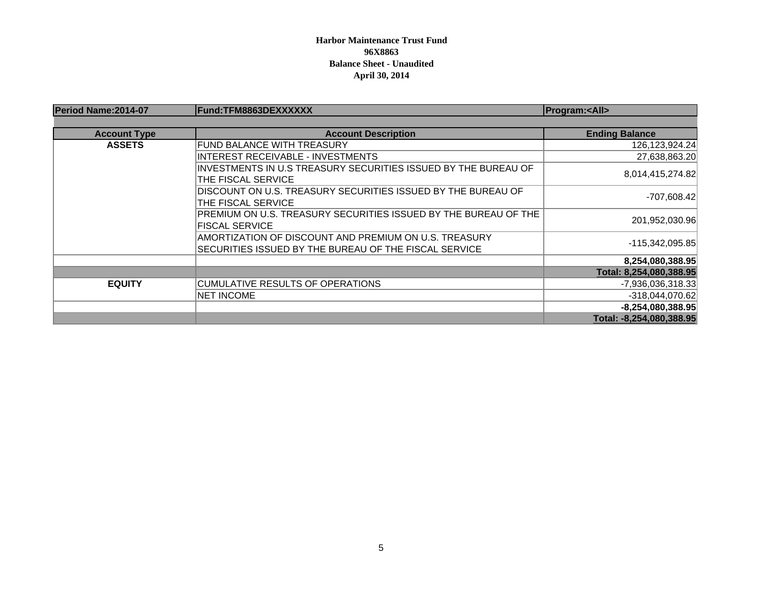**Harbor Maintenance Trust Fund**
**96X8863**
**Balance Sheet - Unaudited**
**April 30, 2014**

| Period Name:2014-07 | Fund:TFM8863DEXXXXXX | Program:<All> |
|---|---|---|
| | | |
| **Account Type** | **Account Description** | **Ending Balance** |
| **ASSETS** | FUND BALANCE WITH TREASURY | 126,123,924.24 |
| | INTEREST RECEIVABLE - INVESTMENTS | 27,638,863.20 |
| | INVESTMENTS IN U.S TREASURY SECURITIES ISSUED BY THE BUREAU OF THE FISCAL SERVICE | 8,014,415,274.82 |
| | DISCOUNT ON U.S. TREASURY SECURITIES ISSUED BY THE BUREAU OF THE FISCAL SERVICE | -707,608.42 |
| | PREMIUM ON U.S. TREASURY SECURITIES ISSUED BY THE BUREAU OF THE FISCAL SERVICE | 201,952,030.96 |
| | AMORTIZATION OF DISCOUNT AND PREMIUM ON U.S. TREASURY SECURITIES ISSUED BY THE BUREAU OF THE FISCAL SERVICE | -115,342,095.85 |
| | | **8,254,080,388.95** |
| | | **Total: 8,254,080,388.95** |
| **EQUITY** | CUMULATIVE RESULTS OF OPERATIONS | -7,936,036,318.33 |
| | NET INCOME | -318,044,070.62 |
| | | **-8,254,080,388.95** |
| | | **Total: -8,254,080,388.95** |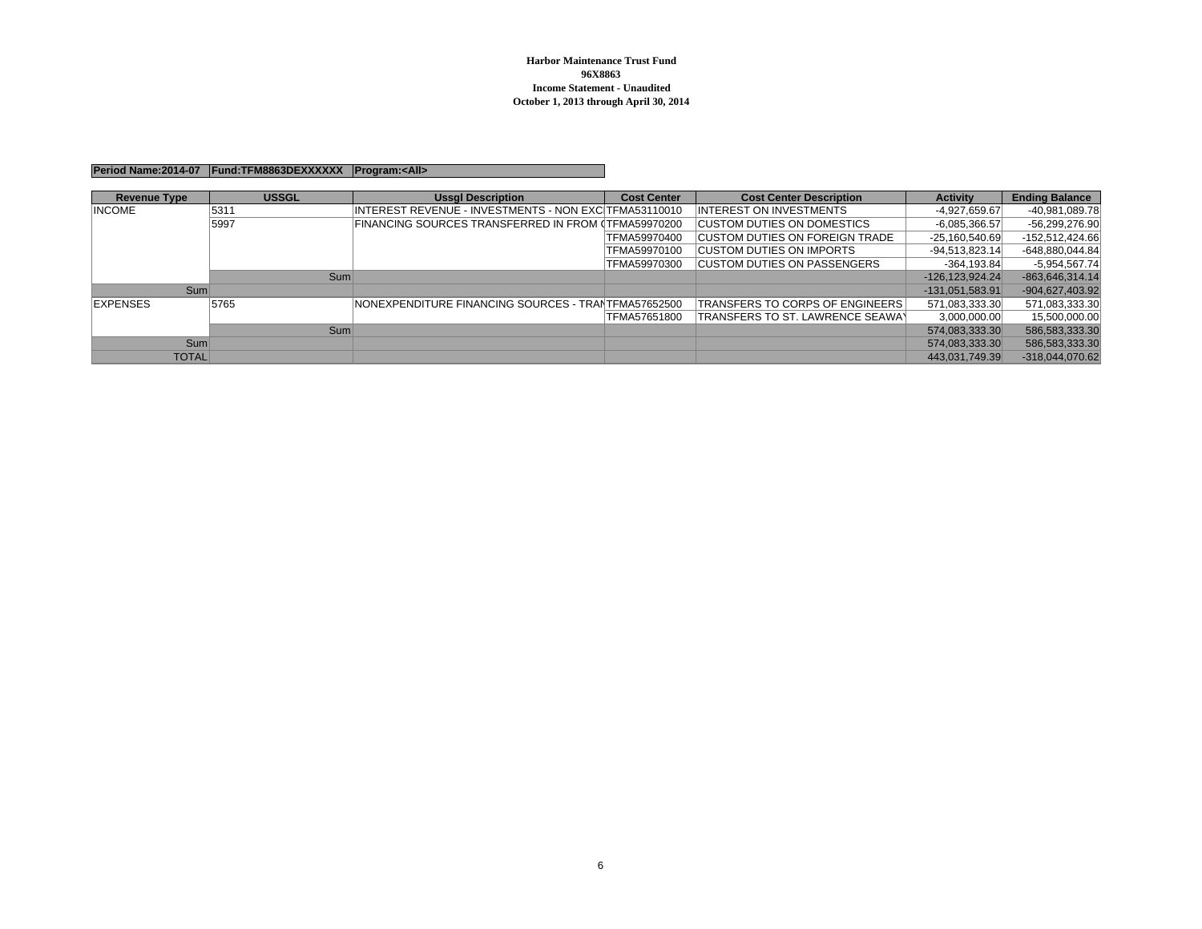**Harbor Maintenance Trust Fund**
**96X8863**
**Income Statement - Unaudited**
**October 1, 2013 through April 30, 2014**

| Period Name:2014-07 | Fund:TFM8863DEXXXXXX | Program:<All> |
|---|---|---|

| Revenue Type | USSGL | Ussgl Description | Cost Center | Cost Center Description | Activity | Ending Balance |
|---|---|---|---|---|---|---|
| INCOME | 5311 | INTEREST REVENUE - INVESTMENTS - NON EXC | TFMA53110010 | INTEREST ON INVESTMENTS | -4,927,659.67 | -40,981,089.78 |
| | 5997 | FINANCING SOURCES TRANSFERRED IN FROM ( | TFMA59970200 | CUSTOM DUTIES ON DOMESTICS | -6,085,366.57 | -56,299,276.90 |
| | | | TFMA59970400 | CUSTOM DUTIES ON FOREIGN TRADE | -25,160,540.69 | -152,512,424.66 |
| | | | TFMA59970100 | CUSTOM DUTIES ON IMPORTS | -94,513,823.14 | -648,880,044.84 |
| | | | TFMA59970300 | CUSTOM DUTIES ON PASSENGERS | -364,193.84 | -5,954,567.74 |
| | Sum | | | | -126,123,924.24 | -863,646,314.14 |
| Sum | | | | | -131,051,583.91 | -904,627,403.92 |
| EXPENSES | 5765 | NONEXPENDITURE FINANCING SOURCES - TRAN | TFMA57652500 | TRANSFERS TO CORPS OF ENGINEERS | 571,083,333.30 | 571,083,333.30 |
| | | | TFMA57651800 | TRANSFERS TO ST. LAWRENCE SEAWAY | 3,000,000.00 | 15,500,000.00 |
| | Sum | | | | 574,083,333.30 | 586,583,333.30 |
| Sum | | | | | 574,083,333.30 | 586,583,333.30 |
| TOTAL | | | | | 443,031,749.39 | -318,044,070.62 |